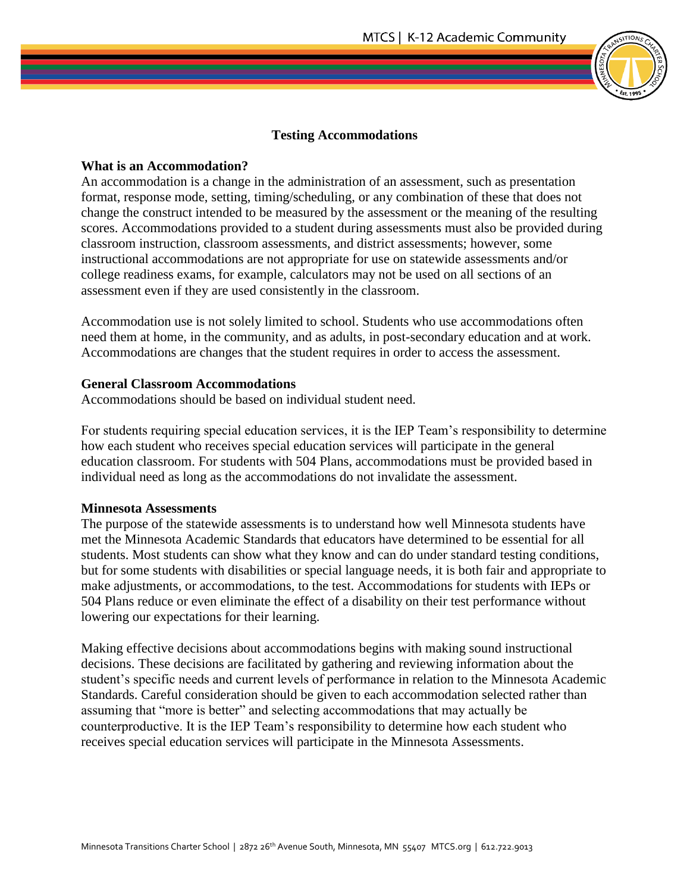# Testing Accommodations

## What is an Accommodation?

An accommodation is a change in the administration of an assessment, such as presentation format, response mode, setting, timing/scheduling, or any combination of these that does not change the construct intended to be measured by the assessment or the meaning of the resulting scores. Accommodations provided to a student during assessments must also be provided during classroom instruction, classroom assessments, and district assessments; however, some instructional accommodations are not appropriate for use on statewide assessments and/or college readiness exams, for example, calculators may not be used on all sections of an assessment even if they are used consistently in the classroom.

Accommodation use is not solely limited to school. Students who use accommodations often need them at home, in the community, and as adults, in post-secondary education and at work. Accommodations are changes that the student requires in order to access the assessment.

## General Classroom Accommodations

Accommodations should be based on individual student need.

For students requiring special education services, it is the IEP Team's responsibility to determine how each student who receives special education services will participate in the general education classroom. For students with 504 Plans, accommodations must be provided based in individual need as long as the accommodations do not invalidate the assessment.

## Minnesota Assessments

The purpose of the statewide assessments is to understand how well Minnesota students have met the Minnesota Academic Standards that educators have determined to be essential for all students. Most students can show what they know and can do under standard testing conditions, but for some students with disabilities or special language needs, it is both fair and appropriate to make adjustments, or accommodations, to the test. Accommodations for students with IEPs or 504 Plans reduce or even eliminate the effect of a disability on their test performance without lowering our expectations for their learning.

Making effective decisions about accommodations begins with making sound instructional decisions. These decisions are facilitated by gathering and reviewing information about the student's specific needs and current levels of performance in relation to the Minnesota Academic Standards. Careful consideration should be given to each accommodation selected rather than assuming that "more is better" and selecting accommodations that may actually be counterproductive. It is the IEP Team's responsibility to determine how each student who receives special education services will participate in the Minnesota Assessments.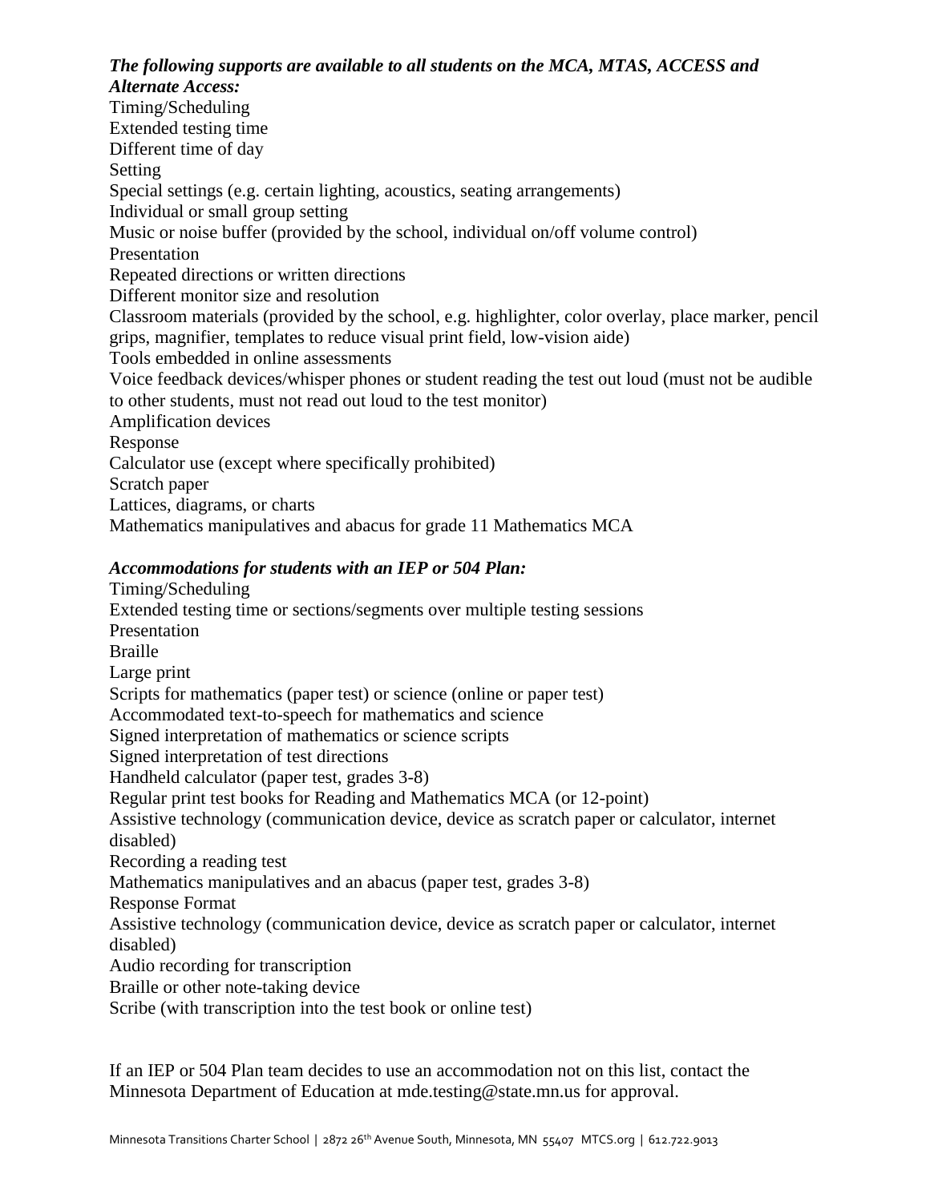***The following supports are available to all students on the MCA, MTAS, ACCESS and Alternate Access:***

Timing/Scheduling
Extended testing time
Different time of day
Setting
Special settings (e.g. certain lighting, acoustics, seating arrangements)
Individual or small group setting
Music or noise buffer (provided by the school, individual on/off volume control)
Presentation
Repeated directions or written directions
Different monitor size and resolution
Classroom materials (provided by the school, e.g. highlighter, color overlay, place marker, pencil grips, magnifier, templates to reduce visual print field, low-vision aide)
Tools embedded in online assessments
Voice feedback devices/whisper phones or student reading the test out loud (must not be audible to other students, must not read out loud to the test monitor)
Amplification devices
Response
Calculator use (except where specifically prohibited)
Scratch paper
Lattices, diagrams, or charts
Mathematics manipulatives and abacus for grade 11 Mathematics MCA

***Accommodations for students with an IEP or 504 Plan:***

Timing/Scheduling
Extended testing time or sections/segments over multiple testing sessions
Presentation
Braille
Large print
Scripts for mathematics (paper test) or science (online or paper test)
Accommodated text-to-speech for mathematics and science
Signed interpretation of mathematics or science scripts
Signed interpretation of test directions
Handheld calculator (paper test, grades 3-8)
Regular print test books for Reading and Mathematics MCA (or 12-point)
Assistive technology (communication device, device as scratch paper or calculator, internet disabled)
Recording a reading test
Mathematics manipulatives and an abacus (paper test, grades 3-8)
Response Format
Assistive technology (communication device, device as scratch paper or calculator, internet disabled)
Audio recording for transcription
Braille or other note-taking device
Scribe (with transcription into the test book or online test)

If an IEP or 504 Plan team decides to use an accommodation not on this list, contact the Minnesota Department of Education at mde.testing@state.mn.us for approval.